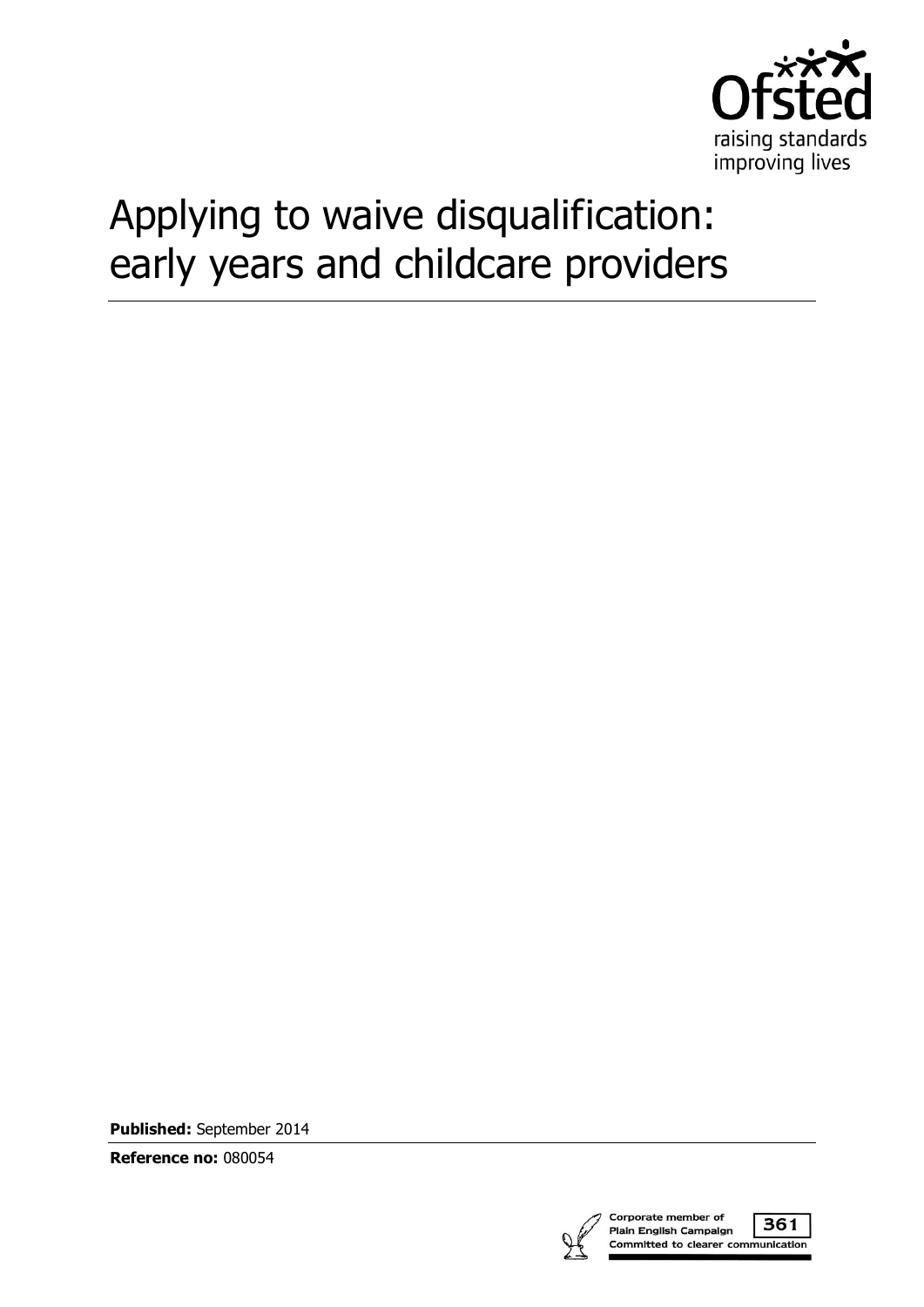# Applying to waive disqualification: early years and childcare providers

**Published:** September 2014

**Reference no:** 080054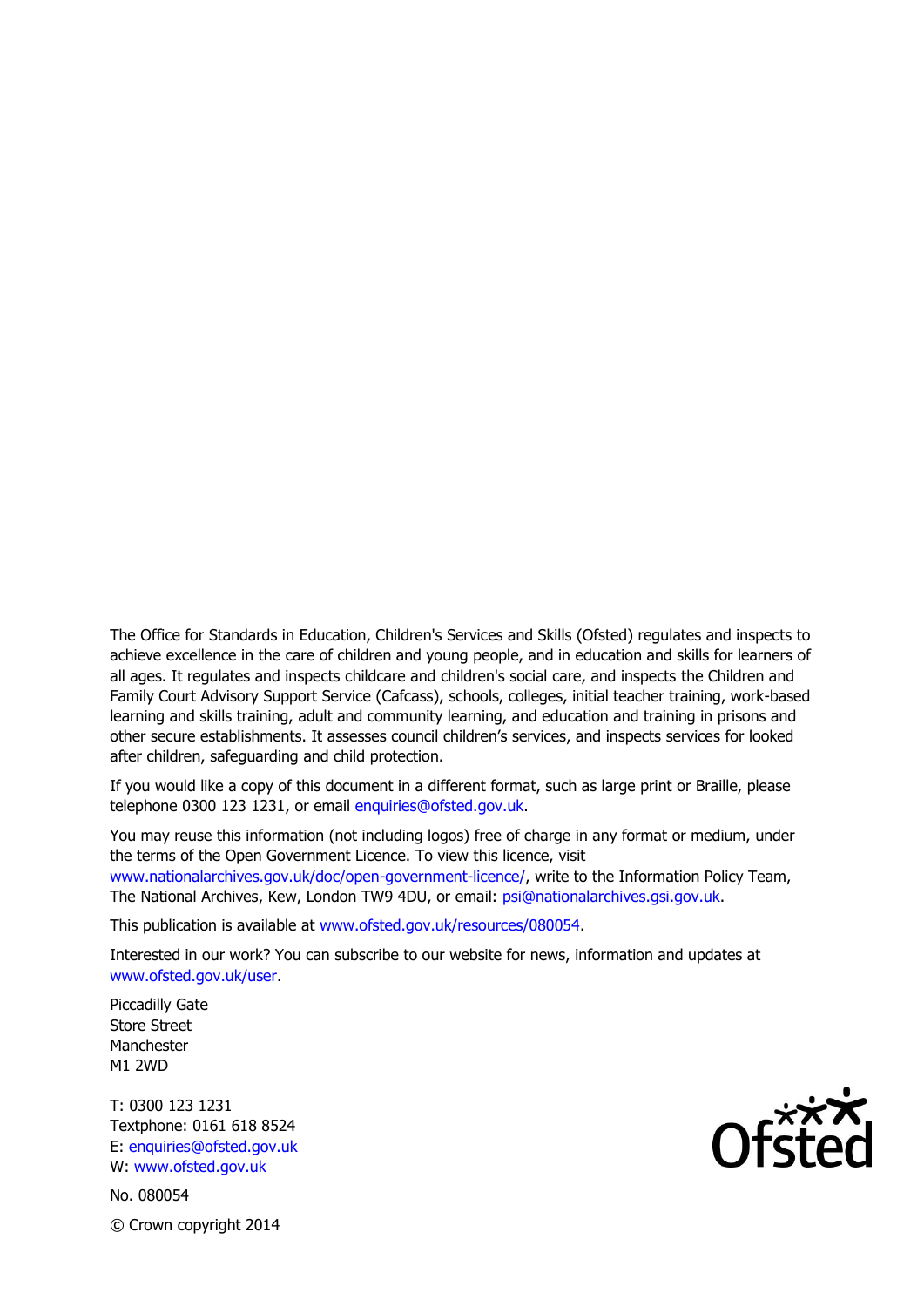The Office for Standards in Education, Children's Services and Skills (Ofsted) regulates and inspects to achieve excellence in the care of children and young people, and in education and skills for learners of all ages. It regulates and inspects childcare and children's social care, and inspects the Children and Family Court Advisory Support Service (Cafcass), schools, colleges, initial teacher training, work-based learning and skills training, adult and community learning, and education and training in prisons and other secure establishments. It assesses council children's services, and inspects services for looked after children, safeguarding and child protection.

If you would like a copy of this document in a different format, such as large print or Braille, please telephone 0300 123 1231, or email enquiries@ofsted.gov.uk.

You may reuse this information (not including logos) free of charge in any format or medium, under the terms of the Open Government Licence. To view this licence, visit www.nationalarchives.gov.uk/doc/open-government-licence/, write to the Information Policy Team, The National Archives, Kew, London TW9 4DU, or email: psi@nationalarchives.gsi.gov.uk.

This publication is available at www.ofsted.gov.uk/resources/080054.

Interested in our work? You can subscribe to our website for news, information and updates at www.ofsted.gov.uk/user.

Piccadilly Gate
Store Street
Manchester
M1 2WD

T: 0300 123 1231
Textphone: 0161 618 8524
E: enquiries@ofsted.gov.uk
W: www.ofsted.gov.uk

No. 080054

© Crown copyright 2014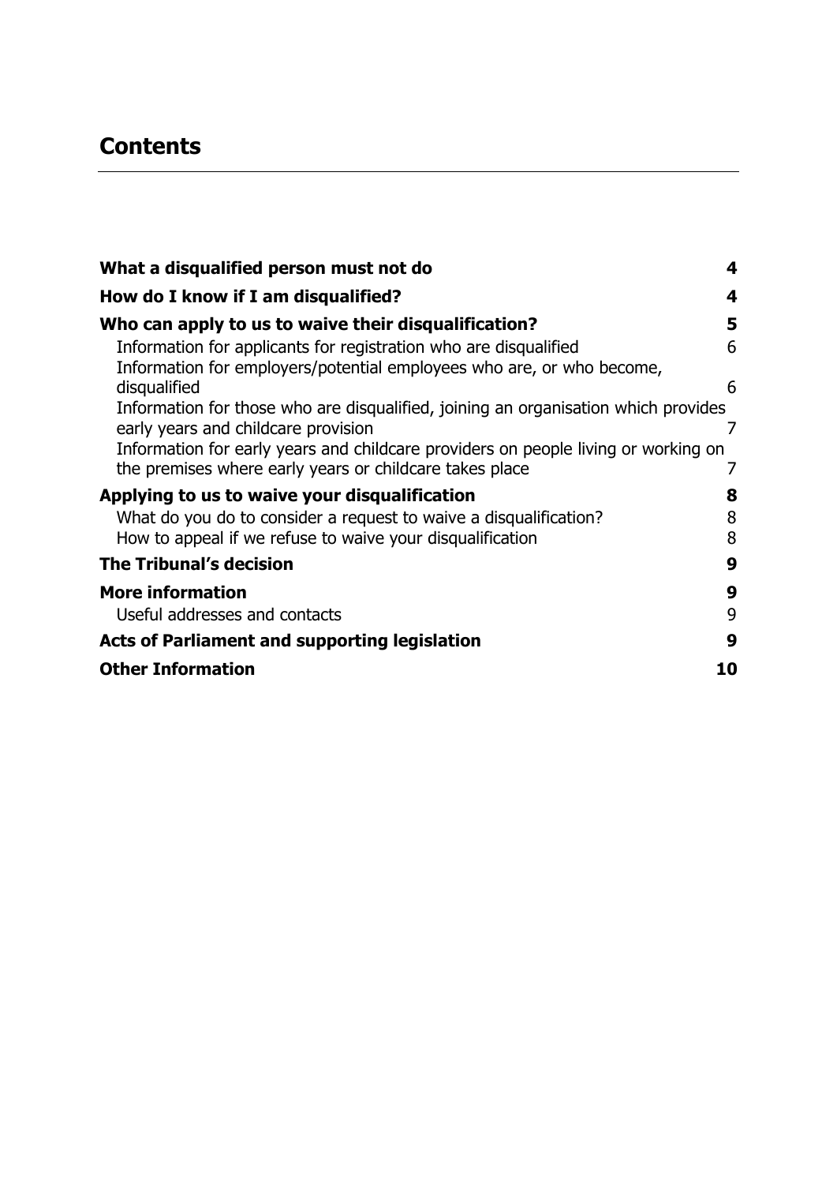# Contents

| | |
|---|---|
| **What a disqualified person must not do** | **4** |
| **How do I know if I am disqualified?** | **4** |
| **Who can apply to us to waive their disqualification?** | **5** |
| Information for applicants for registration who are disqualified | 6 |
| Information for employers/potential employees who are, or who become, disqualified | 6 |
| Information for those who are disqualified, joining an organisation which provides early years and childcare provision | 7 |
| Information for early years and childcare providers on people living or working on the premises where early years or childcare takes place | 7 |
| **Applying to us to waive your disqualification** | **8** |
| What do you do to consider a request to waive a disqualification? | 8 |
| How to appeal if we refuse to waive your disqualification | 8 |
| **The Tribunal's decision** | **9** |
| **More information** | **9** |
| Useful addresses and contacts | 9 |
| **Acts of Parliament and supporting legislation** | **9** |
| **Other Information** | **10** |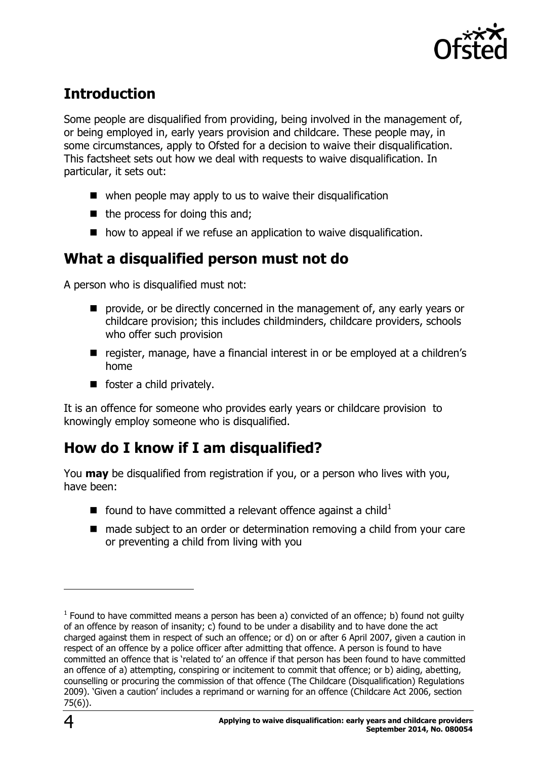## Introduction

Some people are disqualified from providing, being involved in the management of, or being employed in, early years provision and childcare. These people may, in some circumstances, apply to Ofsted for a decision to waive their disqualification. This factsheet sets out how we deal with requests to waive disqualification. In particular, it sets out:

- when people may apply to us to waive their disqualification
- the process for doing this and;
- how to appeal if we refuse an application to waive disqualification.

## What a disqualified person must not do

A person who is disqualified must not:

- provide, or be directly concerned in the management of, any early years or childcare provision; this includes childminders, childcare providers, schools who offer such provision
- register, manage, have a financial interest in or be employed at a children's home
- foster a child privately.

It is an offence for someone who provides early years or childcare provision to knowingly employ someone who is disqualified.

## How do I know if I am disqualified?

You **may** be disqualified from registration if you, or a person who lives with you, have been:

- found to have committed a relevant offence against a child[1]
- made subject to an order or determination removing a child from your care or preventing a child from living with you

[1] Found to have committed means a person has been a) convicted of an offence; b) found not guilty of an offence by reason of insanity; c) found to be under a disability and to have done the act charged against them in respect of such an offence; or d) on or after 6 April 2007, given a caution in respect of an offence by a police officer after admitting that offence. A person is found to have committed an offence that is 'related to' an offence if that person has been found to have committed an offence of a) attempting, conspiring or incitement to commit that offence; or b) aiding, abetting, counselling or procuring the commission of that offence (The Childcare (Disqualification) Regulations 2009). 'Given a caution' includes a reprimand or warning for an offence (Childcare Act 2006, section 75(6)).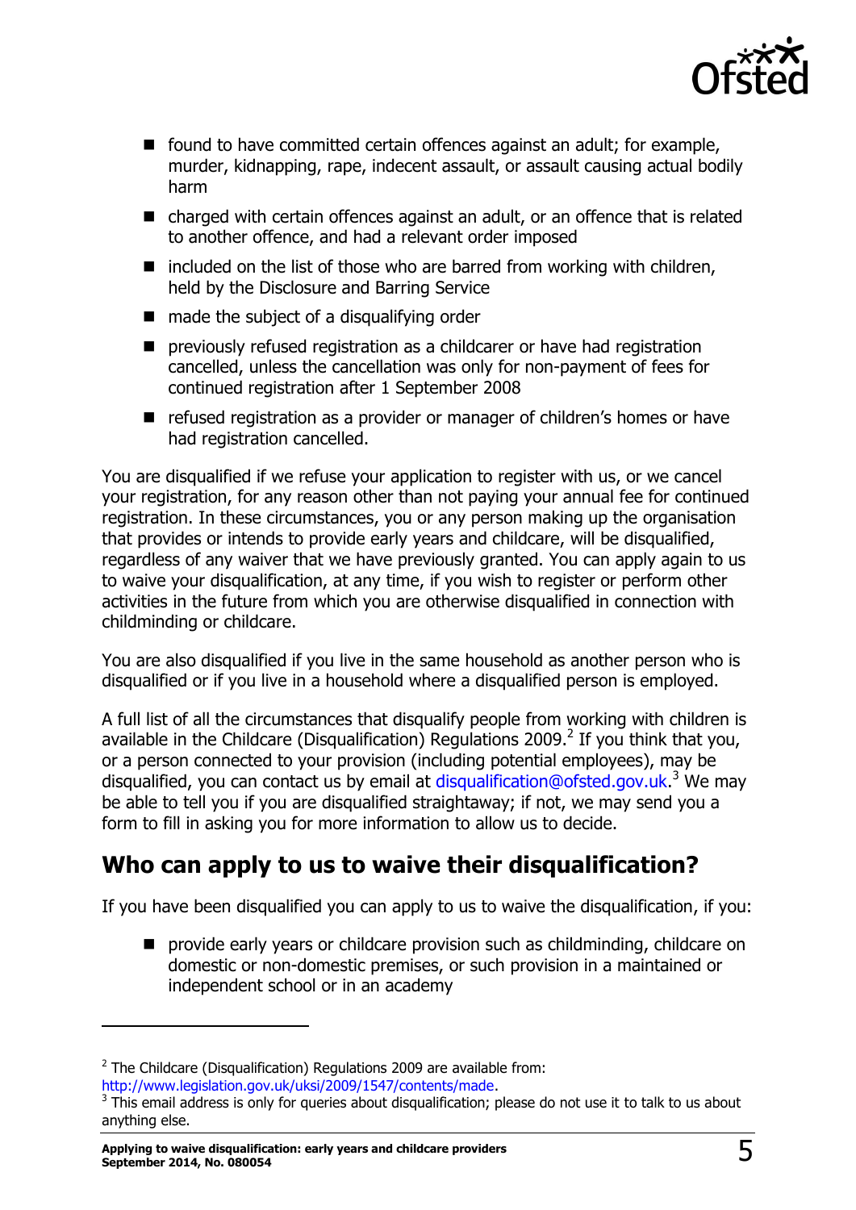- found to have committed certain offences against an adult; for example, murder, kidnapping, rape, indecent assault, or assault causing actual bodily harm
- charged with certain offences against an adult, or an offence that is related to another offence, and had a relevant order imposed
- included on the list of those who are barred from working with children, held by the Disclosure and Barring Service
- made the subject of a disqualifying order
- previously refused registration as a childcarer or have had registration cancelled, unless the cancellation was only for non-payment of fees for continued registration after 1 September 2008
- refused registration as a provider or manager of children's homes or have had registration cancelled.

You are disqualified if we refuse your application to register with us, or we cancel your registration, for any reason other than not paying your annual fee for continued registration. In these circumstances, you or any person making up the organisation that provides or intends to provide early years and childcare, will be disqualified, regardless of any waiver that we have previously granted. You can apply again to us to waive your disqualification, at any time, if you wish to register or perform other activities in the future from which you are otherwise disqualified in connection with childminding or childcare.

You are also disqualified if you live in the same household as another person who is disqualified or if you live in a household where a disqualified person is employed.

A full list of all the circumstances that disqualify people from working with children is available in the Childcare (Disqualification) Regulations 2009.[2] If you think that you, or a person connected to your provision (including potential employees), may be disqualified, you can contact us by email at disqualification@ofsted.gov.uk.[3] We may be able to tell you if you are disqualified straightaway; if not, we may send you a form to fill in asking you for more information to allow us to decide.

## Who can apply to us to waive their disqualification?

If you have been disqualified you can apply to us to waive the disqualification, if you:

- provide early years or childcare provision such as childminding, childcare on domestic or non-domestic premises, or such provision in a maintained or independent school or in an academy

---

[2] The Childcare (Disqualification) Regulations 2009 are available from: http://www.legislation.gov.uk/uksi/2009/1547/contents/made.

[3] This email address is only for queries about disqualification; please do not use it to talk to us about anything else.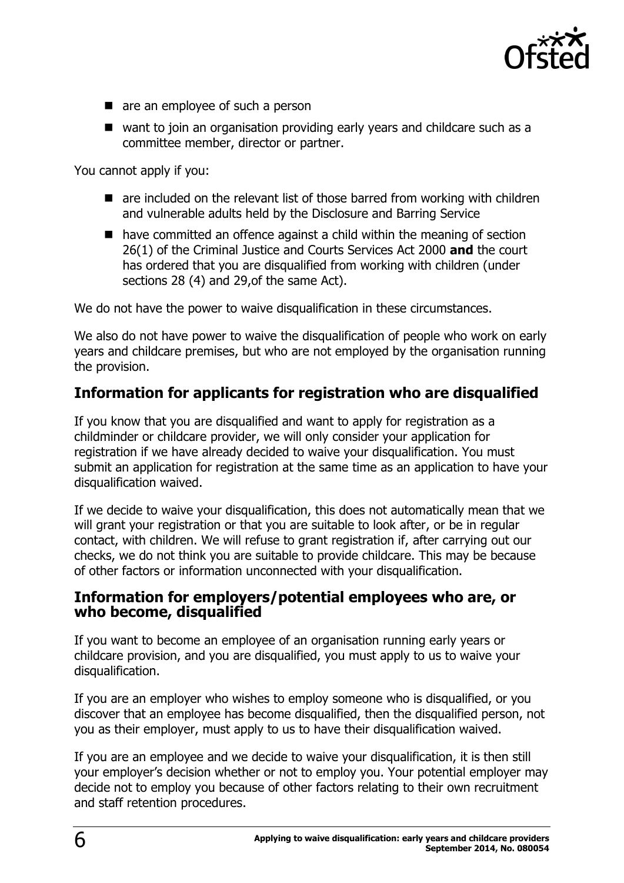- are an employee of such a person
- want to join an organisation providing early years and childcare such as a committee member, director or partner.

You cannot apply if you:

- are included on the relevant list of those barred from working with children and vulnerable adults held by the Disclosure and Barring Service
- have committed an offence against a child within the meaning of section 26(1) of the Criminal Justice and Courts Services Act 2000 **and** the court has ordered that you are disqualified from working with children (under sections 28 (4) and 29,of the same Act).

We do not have the power to waive disqualification in these circumstances.

We also do not have power to waive the disqualification of people who work on early years and childcare premises, but who are not employed by the organisation running the provision.

## Information for applicants for registration who are disqualified

If you know that you are disqualified and want to apply for registration as a childminder or childcare provider, we will only consider your application for registration if we have already decided to waive your disqualification. You must submit an application for registration at the same time as an application to have your disqualification waived.

If we decide to waive your disqualification, this does not automatically mean that we will grant your registration or that you are suitable to look after, or be in regular contact, with children. We will refuse to grant registration if, after carrying out our checks, we do not think you are suitable to provide childcare. This may be because of other factors or information unconnected with your disqualification.

## Information for employers/potential employees who are, or who become, disqualified

If you want to become an employee of an organisation running early years or childcare provision, and you are disqualified, you must apply to us to waive your disqualification.

If you are an employer who wishes to employ someone who is disqualified, or you discover that an employee has become disqualified, then the disqualified person, not you as their employer, must apply to us to have their disqualification waived.

If you are an employee and we decide to waive your disqualification, it is then still your employer's decision whether or not to employ you. Your potential employer may decide not to employ you because of other factors relating to their own recruitment and staff retention procedures.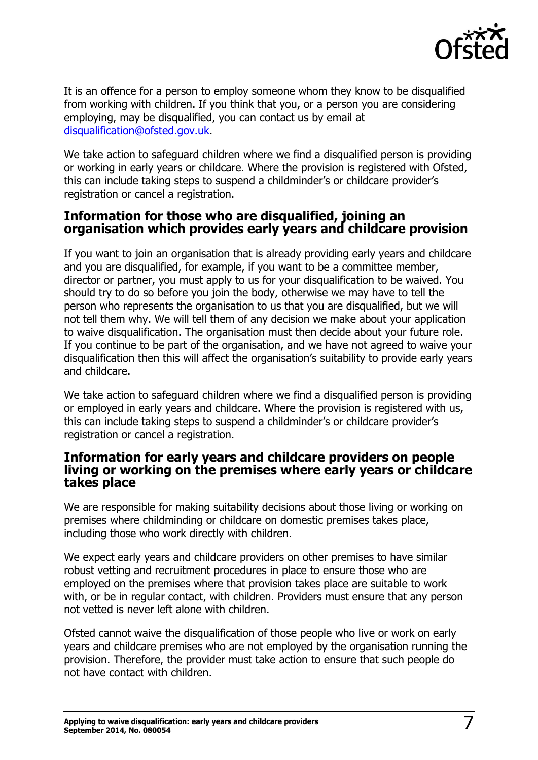It is an offence for a person to employ someone whom they know to be disqualified from working with children. If you think that you, or a person you are considering employing, may be disqualified, you can contact us by email at disqualification@ofsted.gov.uk.

We take action to safeguard children where we find a disqualified person is providing or working in early years or childcare. Where the provision is registered with Ofsted, this can include taking steps to suspend a childminder's or childcare provider's registration or cancel a registration.

## Information for those who are disqualified, joining an organisation which provides early years and childcare provision

If you want to join an organisation that is already providing early years and childcare and you are disqualified, for example, if you want to be a committee member, director or partner, you must apply to us for your disqualification to be waived. You should try to do so before you join the body, otherwise we may have to tell the person who represents the organisation to us that you are disqualified, but we will not tell them why. We will tell them of any decision we make about your application to waive disqualification. The organisation must then decide about your future role. If you continue to be part of the organisation, and we have not agreed to waive your disqualification then this will affect the organisation's suitability to provide early years and childcare.

We take action to safeguard children where we find a disqualified person is providing or employed in early years and childcare. Where the provision is registered with us, this can include taking steps to suspend a childminder's or childcare provider's registration or cancel a registration.

## Information for early years and childcare providers on people living or working on the premises where early years or childcare takes place

We are responsible for making suitability decisions about those living or working on premises where childminding or childcare on domestic premises takes place, including those who work directly with children.

We expect early years and childcare providers on other premises to have similar robust vetting and recruitment procedures in place to ensure those who are employed on the premises where that provision takes place are suitable to work with, or be in regular contact, with children. Providers must ensure that any person not vetted is never left alone with children.

Ofsted cannot waive the disqualification of those people who live or work on early years and childcare premises who are not employed by the organisation running the provision. Therefore, the provider must take action to ensure that such people do not have contact with children.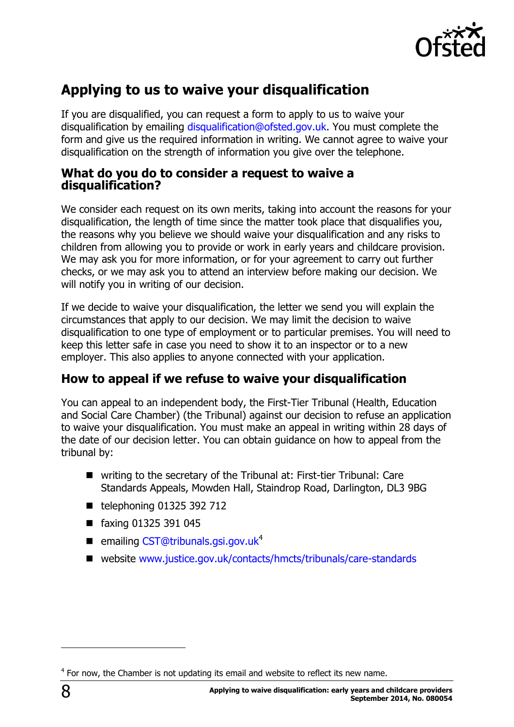## Applying to us to waive your disqualification

If you are disqualified, you can request a form to apply to us to waive your disqualification by emailing disqualification@ofsted.gov.uk. You must complete the form and give us the required information in writing. We cannot agree to waive your disqualification on the strength of information you give over the telephone.

### What do you do to consider a request to waive a disqualification?

We consider each request on its own merits, taking into account the reasons for your disqualification, the length of time since the matter took place that disqualifies you, the reasons why you believe we should waive your disqualification and any risks to children from allowing you to provide or work in early years and childcare provision. We may ask you for more information, or for your agreement to carry out further checks, or we may ask you to attend an interview before making our decision. We will notify you in writing of our decision.

If we decide to waive your disqualification, the letter we send you will explain the circumstances that apply to our decision. We may limit the decision to waive disqualification to one type of employment or to particular premises. You will need to keep this letter safe in case you need to show it to an inspector or to a new employer. This also applies to anyone connected with your application.

### How to appeal if we refuse to waive your disqualification

You can appeal to an independent body, the First-Tier Tribunal (Health, Education and Social Care Chamber) (the Tribunal) against our decision to refuse an application to waive your disqualification. You must make an appeal in writing within 28 days of the date of our decision letter. You can obtain guidance on how to appeal from the tribunal by:

- writing to the secretary of the Tribunal at: First-tier Tribunal: Care Standards Appeals, Mowden Hall, Staindrop Road, Darlington, DL3 9BG
- telephoning 01325 392 712
- faxing 01325 391 045
- emailing CST@tribunals.gsi.gov.uk[4]
- website www.justice.gov.uk/contacts/hmcts/tribunals/care-standards

[4] For now, the Chamber is not updating its email and website to reflect its new name.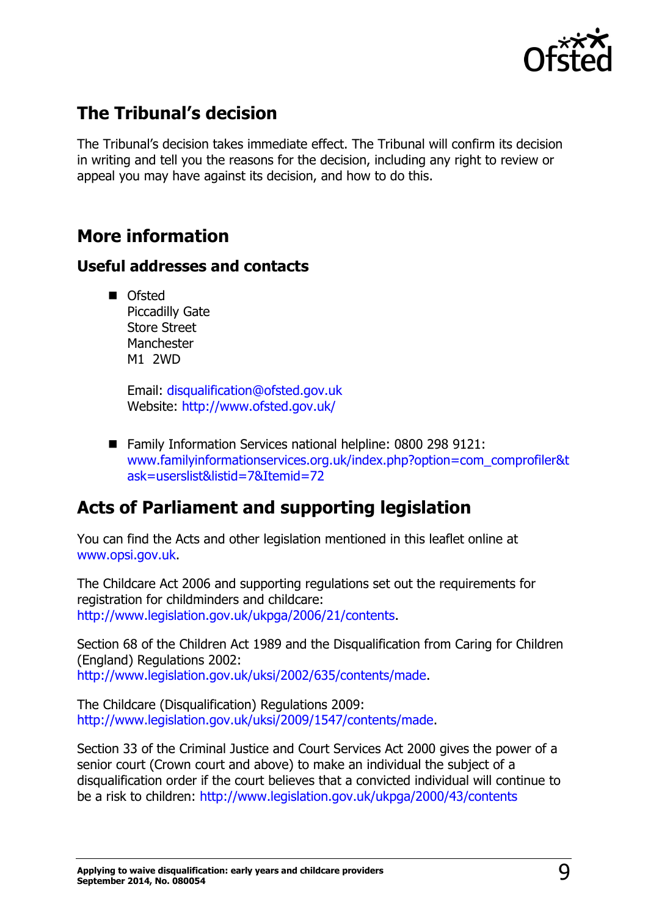## The Tribunal's decision

The Tribunal's decision takes immediate effect. The Tribunal will confirm its decision in writing and tell you the reasons for the decision, including any right to review or appeal you may have against its decision, and how to do this.

## More information

### Useful addresses and contacts

- Ofsted
  Piccadilly Gate
  Store Street
  Manchester
  M1 2WD

  Email: disqualification@ofsted.gov.uk
  Website: http://www.ofsted.gov.uk/

- Family Information Services national helpline: 0800 298 9121: www.familyinformationservices.org.uk/index.php?option=com_comprofiler&task=userslist&listid=7&Itemid=72

## Acts of Parliament and supporting legislation

You can find the Acts and other legislation mentioned in this leaflet online at www.opsi.gov.uk.

The Childcare Act 2006 and supporting regulations set out the requirements for registration for childminders and childcare: http://www.legislation.gov.uk/ukpga/2006/21/contents.

Section 68 of the Children Act 1989 and the Disqualification from Caring for Children (England) Regulations 2002: http://www.legislation.gov.uk/uksi/2002/635/contents/made.

The Childcare (Disqualification) Regulations 2009: http://www.legislation.gov.uk/uksi/2009/1547/contents/made.

Section 33 of the Criminal Justice and Court Services Act 2000 gives the power of a senior court (Crown court and above) to make an individual the subject of a disqualification order if the court believes that a convicted individual will continue to be a risk to children: http://www.legislation.gov.uk/ukpga/2000/43/contents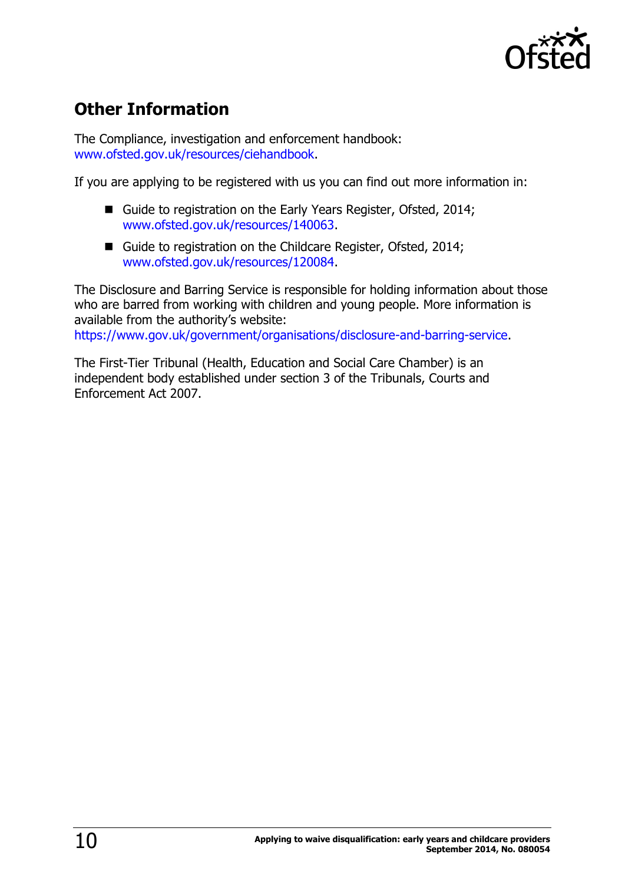## Other Information

The Compliance, investigation and enforcement handbook: www.ofsted.gov.uk/resources/ciehandbook.

If you are applying to be registered with us you can find out more information in:

- Guide to registration on the Early Years Register, Ofsted, 2014; www.ofsted.gov.uk/resources/140063.
- Guide to registration on the Childcare Register, Ofsted, 2014; www.ofsted.gov.uk/resources/120084.

The Disclosure and Barring Service is responsible for holding information about those who are barred from working with children and young people. More information is available from the authority's website: https://www.gov.uk/government/organisations/disclosure-and-barring-service.

The First-Tier Tribunal (Health, Education and Social Care Chamber) is an independent body established under section 3 of the Tribunals, Courts and Enforcement Act 2007.